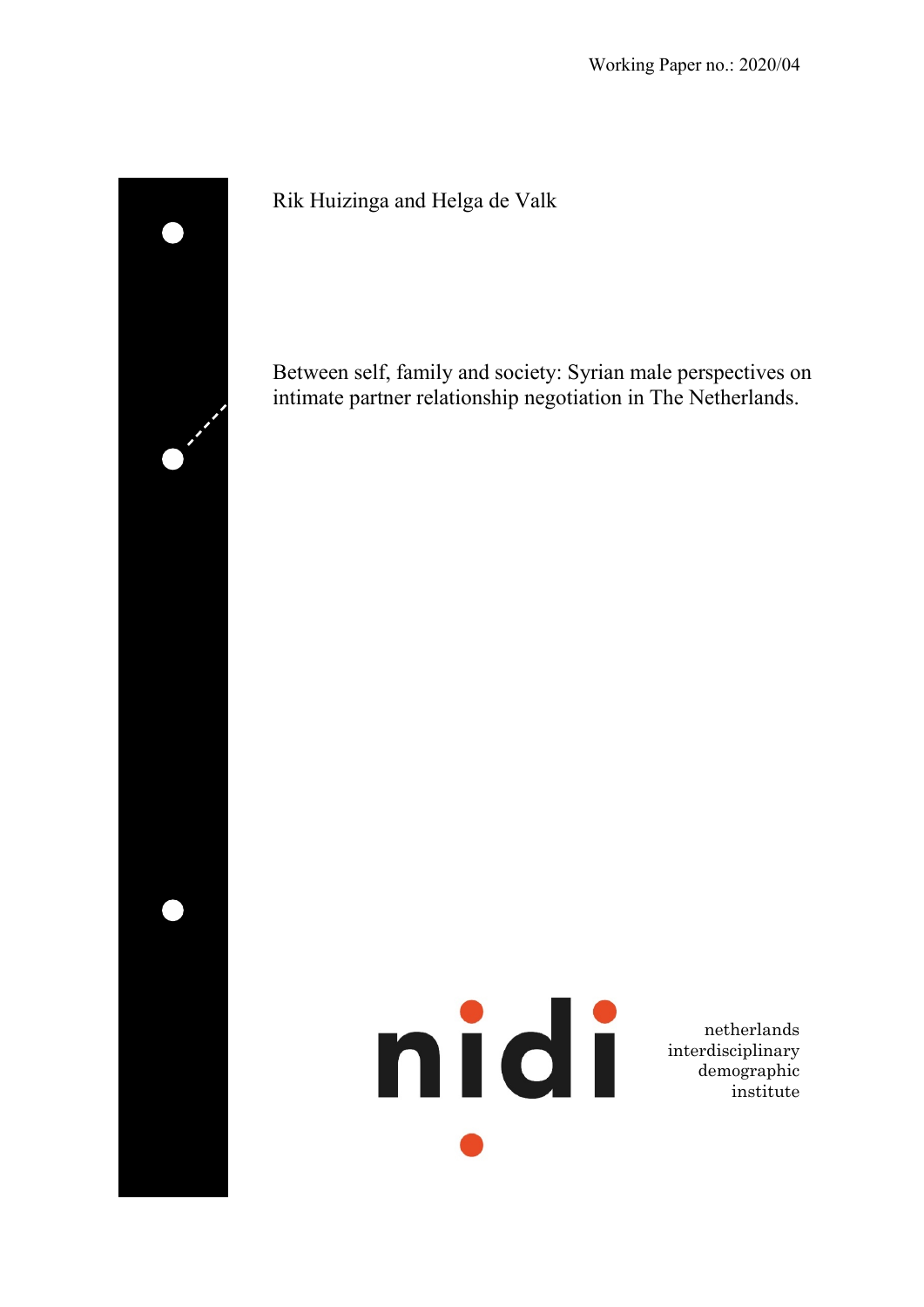Working Paper no.: 2020/04

Rik Huizinga and Helga de Valk

# Between self, family and society: Syrian male perspectives on intimate partner relationship negotiation in The Netherlands.

nidi

netherlands interdisciplinary demographic institute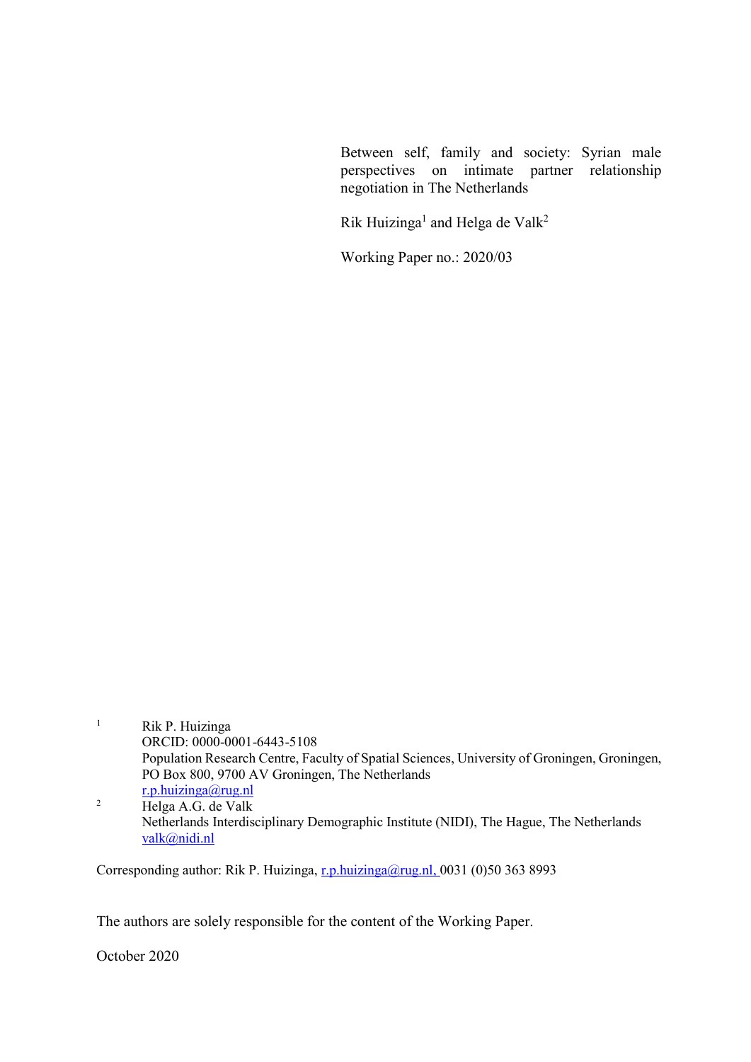Between self, family and society: Syrian male perspectives on intimate partner relationship negotiation in The Netherlands

Rik Huizinga[1] and Helga de Valk[2]

Working Paper no.: 2020/03

[1] Rik P. Huizinga
ORCID: 0000-0001-6443-5108
Population Research Centre, Faculty of Spatial Sciences, University of Groningen, Groningen, PO Box 800, 9700 AV Groningen, The Netherlands
r.p.huizinga@rug.nl

[2] Helga A.G. de Valk
Netherlands Interdisciplinary Demographic Institute (NIDI), The Hague, The Netherlands
valk@nidi.nl

Corresponding author: Rik P. Huizinga, r.p.huizinga@rug.nl, 0031 (0)50 363 8993

The authors are solely responsible for the content of the Working Paper.

October 2020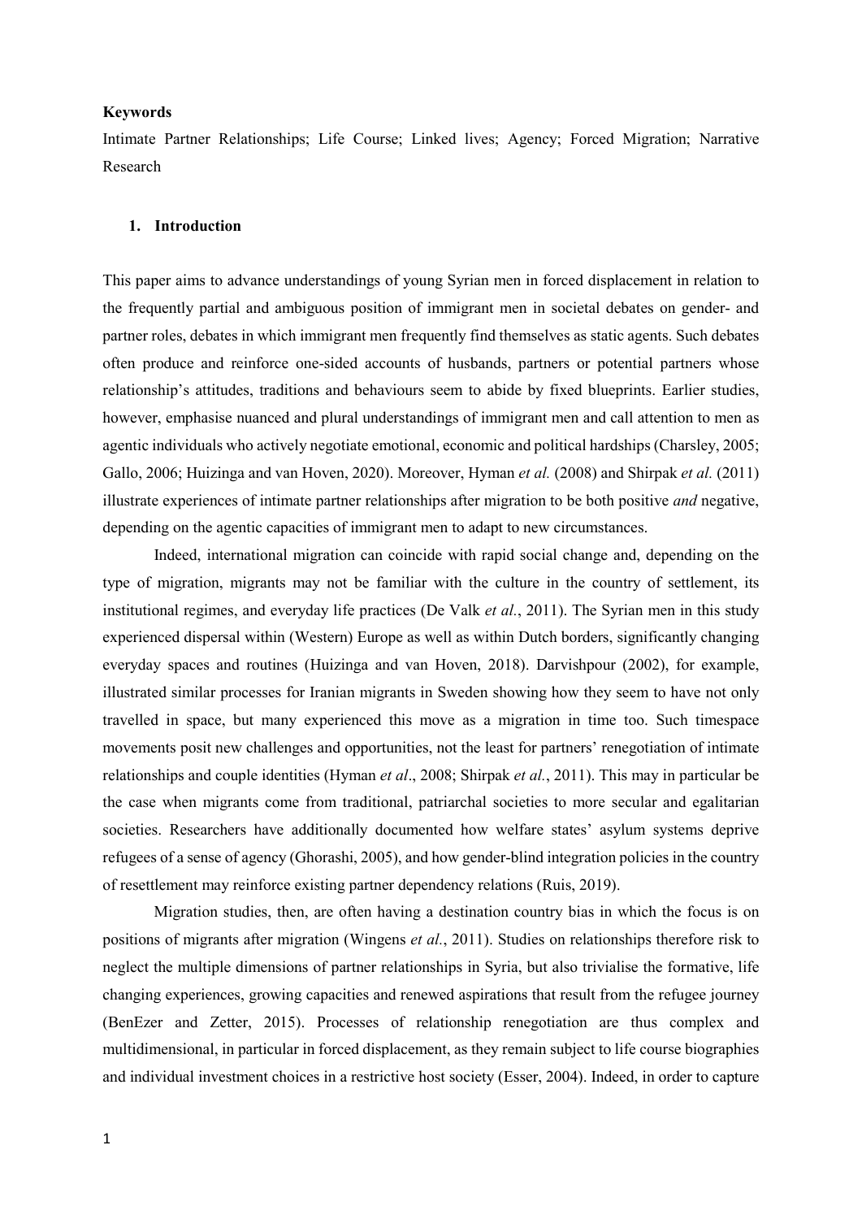**Keywords**

Intimate Partner Relationships; Life Course; Linked lives; Agency; Forced Migration; Narrative Research

## 1. Introduction

This paper aims to advance understandings of young Syrian men in forced displacement in relation to the frequently partial and ambiguous position of immigrant men in societal debates on gender- and partner roles, debates in which immigrant men frequently find themselves as static agents. Such debates often produce and reinforce one-sided accounts of husbands, partners or potential partners whose relationship's attitudes, traditions and behaviours seem to abide by fixed blueprints. Earlier studies, however, emphasise nuanced and plural understandings of immigrant men and call attention to men as agentic individuals who actively negotiate emotional, economic and political hardships (Charsley, 2005; Gallo, 2006; Huizinga and van Hoven, 2020). Moreover, Hyman *et al.* (2008) and Shirpak *et al.* (2011) illustrate experiences of intimate partner relationships after migration to be both positive *and* negative, depending on the agentic capacities of immigrant men to adapt to new circumstances.

Indeed, international migration can coincide with rapid social change and, depending on the type of migration, migrants may not be familiar with the culture in the country of settlement, its institutional regimes, and everyday life practices (De Valk *et al.*, 2011). The Syrian men in this study experienced dispersal within (Western) Europe as well as within Dutch borders, significantly changing everyday spaces and routines (Huizinga and van Hoven, 2018). Darvishpour (2002), for example, illustrated similar processes for Iranian migrants in Sweden showing how they seem to have not only travelled in space, but many experienced this move as a migration in time too. Such timespace movements posit new challenges and opportunities, not the least for partners' renegotiation of intimate relationships and couple identities (Hyman *et al*., 2008; Shirpak *et al.*, 2011). This may in particular be the case when migrants come from traditional, patriarchal societies to more secular and egalitarian societies. Researchers have additionally documented how welfare states' asylum systems deprive refugees of a sense of agency (Ghorashi, 2005), and how gender-blind integration policies in the country of resettlement may reinforce existing partner dependency relations (Ruis, 2019).

Migration studies, then, are often having a destination country bias in which the focus is on positions of migrants after migration (Wingens *et al.*, 2011). Studies on relationships therefore risk to neglect the multiple dimensions of partner relationships in Syria, but also trivialise the formative, life changing experiences, growing capacities and renewed aspirations that result from the refugee journey (BenEzer and Zetter, 2015). Processes of relationship renegotiation are thus complex and multidimensional, in particular in forced displacement, as they remain subject to life course biographies and individual investment choices in a restrictive host society (Esser, 2004). Indeed, in order to capture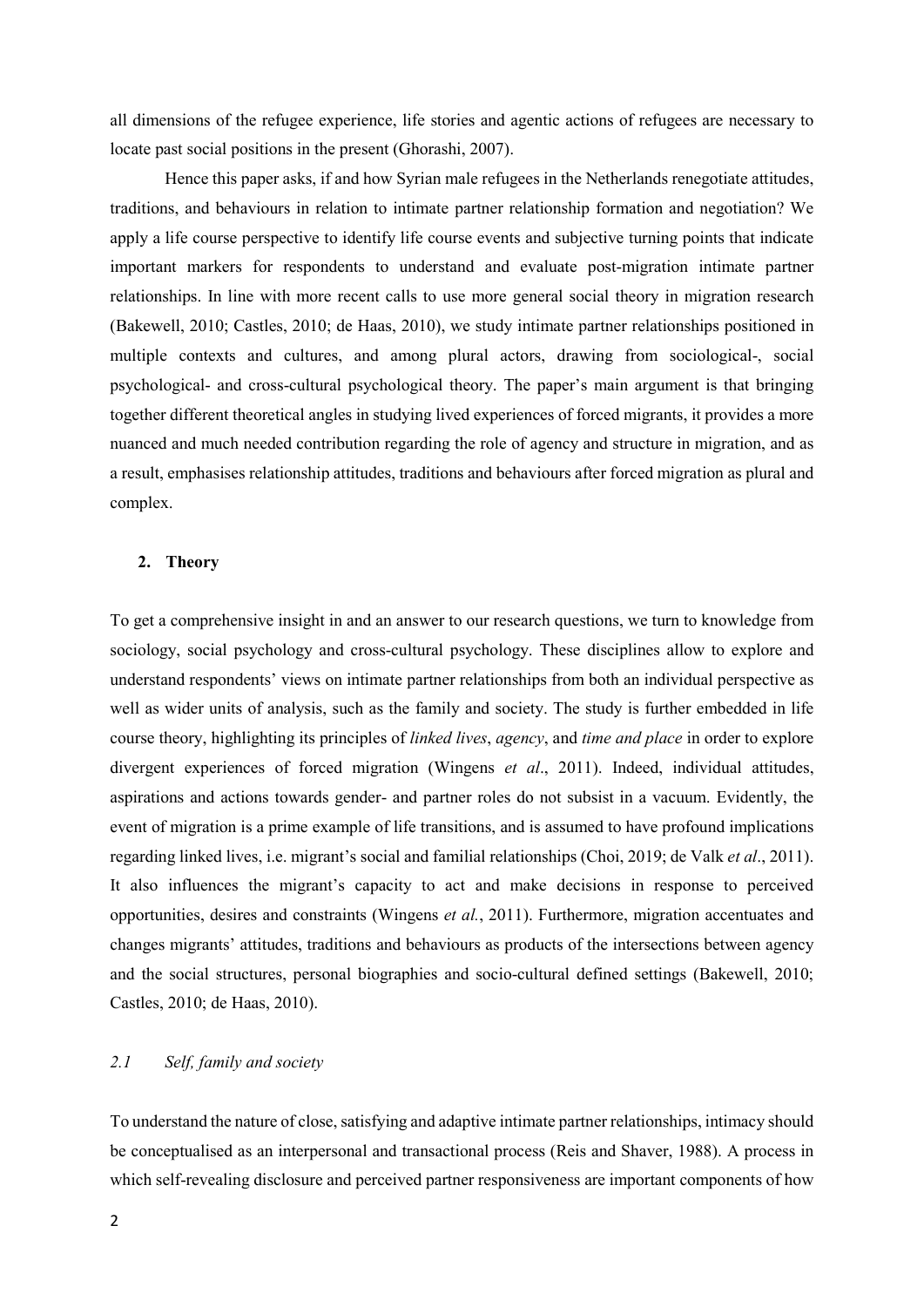all dimensions of the refugee experience, life stories and agentic actions of refugees are necessary to locate past social positions in the present (Ghorashi, 2007).

Hence this paper asks, if and how Syrian male refugees in the Netherlands renegotiate attitudes, traditions, and behaviours in relation to intimate partner relationship formation and negotiation? We apply a life course perspective to identify life course events and subjective turning points that indicate important markers for respondents to understand and evaluate post-migration intimate partner relationships. In line with more recent calls to use more general social theory in migration research (Bakewell, 2010; Castles, 2010; de Haas, 2010), we study intimate partner relationships positioned in multiple contexts and cultures, and among plural actors, drawing from sociological-, social psychological- and cross-cultural psychological theory. The paper's main argument is that bringing together different theoretical angles in studying lived experiences of forced migrants, it provides a more nuanced and much needed contribution regarding the role of agency and structure in migration, and as a result, emphasises relationship attitudes, traditions and behaviours after forced migration as plural and complex.

## 2. Theory

To get a comprehensive insight in and an answer to our research questions, we turn to knowledge from sociology, social psychology and cross-cultural psychology. These disciplines allow to explore and understand respondents' views on intimate partner relationships from both an individual perspective as well as wider units of analysis, such as the family and society. The study is further embedded in life course theory, highlighting its principles of *linked lives*, *agency*, and *time and place* in order to explore divergent experiences of forced migration (Wingens *et al*., 2011). Indeed, individual attitudes, aspirations and actions towards gender- and partner roles do not subsist in a vacuum. Evidently, the event of migration is a prime example of life transitions, and is assumed to have profound implications regarding linked lives, i.e. migrant's social and familial relationships (Choi, 2019; de Valk *et al*., 2011). It also influences the migrant's capacity to act and make decisions in response to perceived opportunities, desires and constraints (Wingens *et al.*, 2011). Furthermore, migration accentuates and changes migrants' attitudes, traditions and behaviours as products of the intersections between agency and the social structures, personal biographies and socio-cultural defined settings (Bakewell, 2010; Castles, 2010; de Haas, 2010).

### *2.1 Self, family and society*

To understand the nature of close, satisfying and adaptive intimate partner relationships, intimacy should be conceptualised as an interpersonal and transactional process (Reis and Shaver, 1988). A process in which self-revealing disclosure and perceived partner responsiveness are important components of how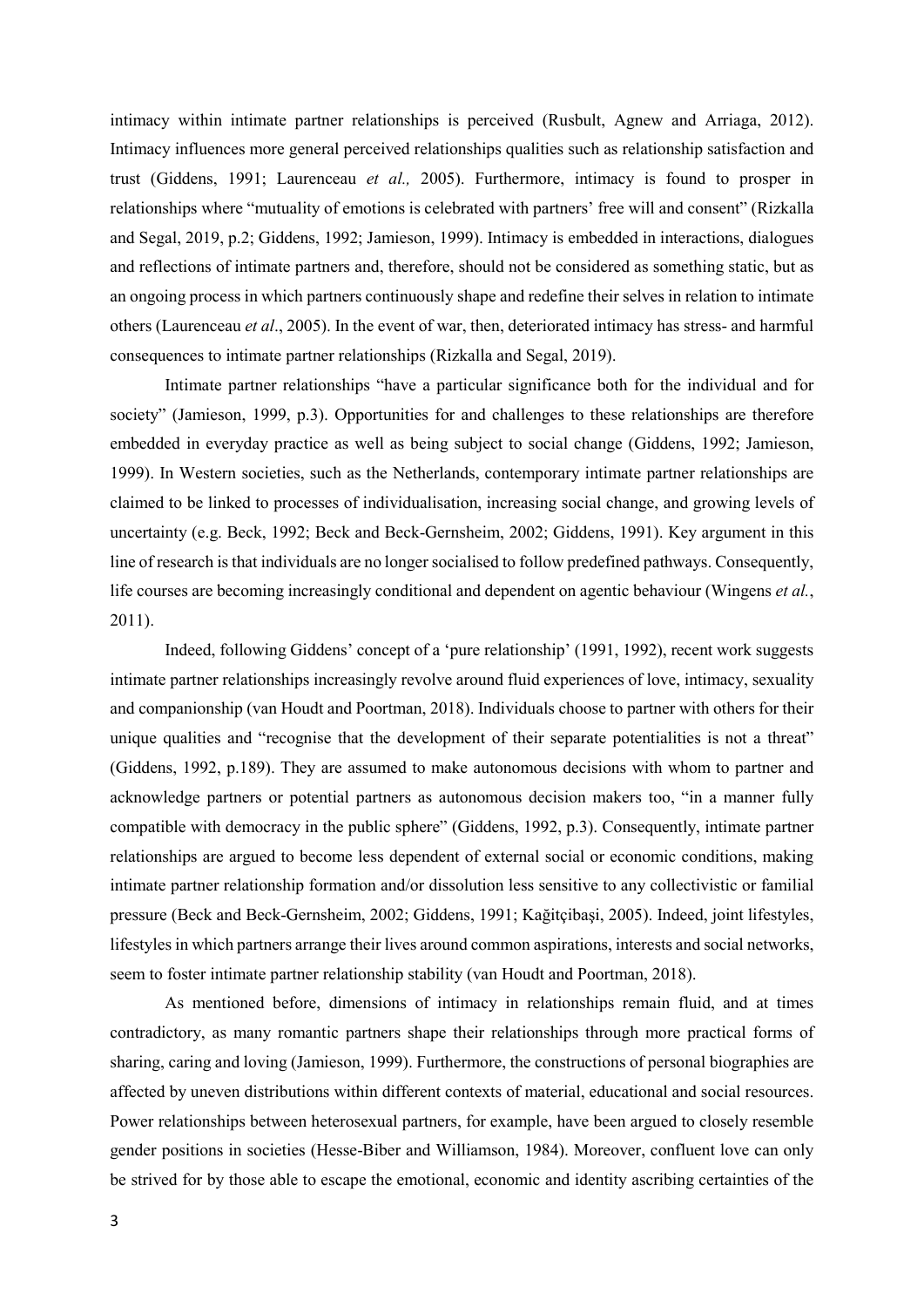intimacy within intimate partner relationships is perceived (Rusbult, Agnew and Arriaga, 2012). Intimacy influences more general perceived relationships qualities such as relationship satisfaction and trust (Giddens, 1991; Laurenceau *et al.,* 2005). Furthermore, intimacy is found to prosper in relationships where "mutuality of emotions is celebrated with partners' free will and consent" (Rizkalla and Segal, 2019, p.2; Giddens, 1992; Jamieson, 1999). Intimacy is embedded in interactions, dialogues and reflections of intimate partners and, therefore, should not be considered as something static, but as an ongoing process in which partners continuously shape and redefine their selves in relation to intimate others (Laurenceau *et al*., 2005). In the event of war, then, deteriorated intimacy has stress- and harmful consequences to intimate partner relationships (Rizkalla and Segal, 2019).

Intimate partner relationships "have a particular significance both for the individual and for society" (Jamieson, 1999, p.3). Opportunities for and challenges to these relationships are therefore embedded in everyday practice as well as being subject to social change (Giddens, 1992; Jamieson, 1999). In Western societies, such as the Netherlands, contemporary intimate partner relationships are claimed to be linked to processes of individualisation, increasing social change, and growing levels of uncertainty (e.g. Beck, 1992; Beck and Beck-Gernsheim, 2002; Giddens, 1991). Key argument in this line of research is that individuals are no longer socialised to follow predefined pathways. Consequently, life courses are becoming increasingly conditional and dependent on agentic behaviour (Wingens *et al.*, 2011).

Indeed, following Giddens' concept of a 'pure relationship' (1991, 1992), recent work suggests intimate partner relationships increasingly revolve around fluid experiences of love, intimacy, sexuality and companionship (van Houdt and Poortman, 2018). Individuals choose to partner with others for their unique qualities and "recognise that the development of their separate potentialities is not a threat" (Giddens, 1992, p.189). They are assumed to make autonomous decisions with whom to partner and acknowledge partners or potential partners as autonomous decision makers too, "in a manner fully compatible with democracy in the public sphere" (Giddens, 1992, p.3). Consequently, intimate partner relationships are argued to become less dependent of external social or economic conditions, making intimate partner relationship formation and/or dissolution less sensitive to any collectivistic or familial pressure (Beck and Beck-Gernsheim, 2002; Giddens, 1991; Kağitçibaşi, 2005). Indeed, joint lifestyles, lifestyles in which partners arrange their lives around common aspirations, interests and social networks, seem to foster intimate partner relationship stability (van Houdt and Poortman, 2018).

As mentioned before, dimensions of intimacy in relationships remain fluid, and at times contradictory, as many romantic partners shape their relationships through more practical forms of sharing, caring and loving (Jamieson, 1999). Furthermore, the constructions of personal biographies are affected by uneven distributions within different contexts of material, educational and social resources. Power relationships between heterosexual partners, for example, have been argued to closely resemble gender positions in societies (Hesse-Biber and Williamson, 1984). Moreover, confluent love can only be strived for by those able to escape the emotional, economic and identity ascribing certainties of the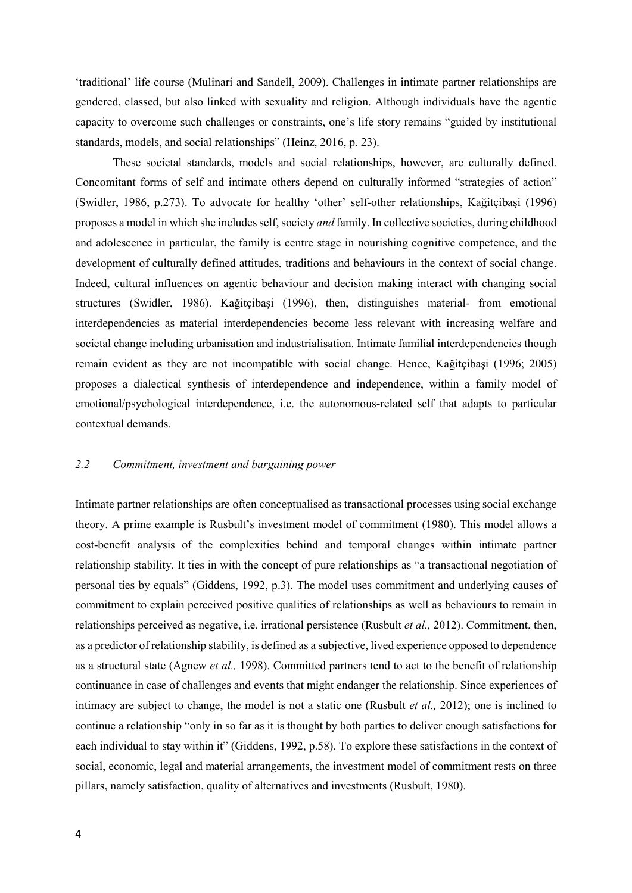'traditional' life course (Mulinari and Sandell, 2009). Challenges in intimate partner relationships are gendered, classed, but also linked with sexuality and religion. Although individuals have the agentic capacity to overcome such challenges or constraints, one's life story remains "guided by institutional standards, models, and social relationships" (Heinz, 2016, p. 23).

These societal standards, models and social relationships, however, are culturally defined. Concomitant forms of self and intimate others depend on culturally informed "strategies of action" (Swidler, 1986, p.273). To advocate for healthy 'other' self-other relationships, Kağitçibaşi (1996) proposes a model in which she includes self, society *and* family. In collective societies, during childhood and adolescence in particular, the family is centre stage in nourishing cognitive competence, and the development of culturally defined attitudes, traditions and behaviours in the context of social change. Indeed, cultural influences on agentic behaviour and decision making interact with changing social structures (Swidler, 1986). Kağitçibaşi (1996), then, distinguishes material- from emotional interdependencies as material interdependencies become less relevant with increasing welfare and societal change including urbanisation and industrialisation. Intimate familial interdependencies though remain evident as they are not incompatible with social change. Hence, Kağitçibaşi (1996; 2005) proposes a dialectical synthesis of interdependence and independence, within a family model of emotional/psychological interdependence, i.e. the autonomous-related self that adapts to particular contextual demands.

### *2.2 Commitment, investment and bargaining power*

Intimate partner relationships are often conceptualised as transactional processes using social exchange theory. A prime example is Rusbult's investment model of commitment (1980). This model allows a cost-benefit analysis of the complexities behind and temporal changes within intimate partner relationship stability. It ties in with the concept of pure relationships as "a transactional negotiation of personal ties by equals" (Giddens, 1992, p.3). The model uses commitment and underlying causes of commitment to explain perceived positive qualities of relationships as well as behaviours to remain in relationships perceived as negative, i.e. irrational persistence (Rusbult *et al.,* 2012). Commitment, then, as a predictor of relationship stability, is defined as a subjective, lived experience opposed to dependence as a structural state (Agnew *et al.,* 1998). Committed partners tend to act to the benefit of relationship continuance in case of challenges and events that might endanger the relationship. Since experiences of intimacy are subject to change, the model is not a static one (Rusbult *et al.,* 2012); one is inclined to continue a relationship "only in so far as it is thought by both parties to deliver enough satisfactions for each individual to stay within it" (Giddens, 1992, p.58). To explore these satisfactions in the context of social, economic, legal and material arrangements, the investment model of commitment rests on three pillars, namely satisfaction, quality of alternatives and investments (Rusbult, 1980).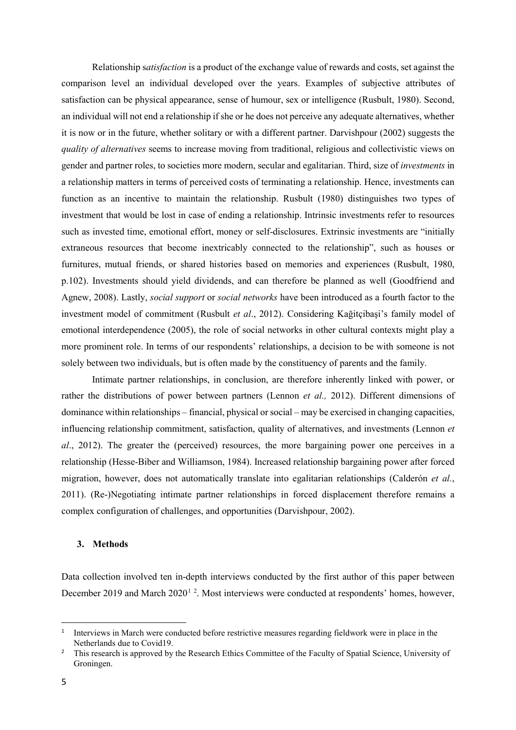Relationship s*atisfaction* is a product of the exchange value of rewards and costs, set against the comparison level an individual developed over the years. Examples of subjective attributes of satisfaction can be physical appearance, sense of humour, sex or intelligence (Rusbult, 1980). Second, an individual will not end a relationship if she or he does not perceive any adequate alternatives, whether it is now or in the future, whether solitary or with a different partner. Darvishpour (2002) suggests the *quality of alternatives* seems to increase moving from traditional, religious and collectivistic views on gender and partner roles, to societies more modern, secular and egalitarian. Third, size of *investments* in a relationship matters in terms of perceived costs of terminating a relationship. Hence, investments can function as an incentive to maintain the relationship. Rusbult (1980) distinguishes two types of investment that would be lost in case of ending a relationship. Intrinsic investments refer to resources such as invested time, emotional effort, money or self-disclosures. Extrinsic investments are "initially extraneous resources that become inextricably connected to the relationship", such as houses or furnitures, mutual friends, or shared histories based on memories and experiences (Rusbult, 1980, p.102). Investments should yield dividends, and can therefore be planned as well (Goodfriend and Agnew, 2008). Lastly, *social support* or *social networks* have been introduced as a fourth factor to the investment model of commitment (Rusbult *et al*., 2012). Considering Kağitçibaşi's family model of emotional interdependence (2005), the role of social networks in other cultural contexts might play a more prominent role. In terms of our respondents' relationships, a decision to be with someone is not solely between two individuals, but is often made by the constituency of parents and the family.

Intimate partner relationships, in conclusion, are therefore inherently linked with power, or rather the distributions of power between partners (Lennon *et al.,* 2012). Different dimensions of dominance within relationships – financial, physical or social – may be exercised in changing capacities, influencing relationship commitment, satisfaction, quality of alternatives, and investments (Lennon *et al*., 2012). The greater the (perceived) resources, the more bargaining power one perceives in a relationship (Hesse-Biber and Williamson, 1984). Increased relationship bargaining power after forced migration, however, does not automatically translate into egalitarian relationships (Calderón *et al.*, 2011). (Re-)Negotiating intimate partner relationships in forced displacement therefore remains a complex configuration of challenges, and opportunities (Darvishpour, 2002).

## 3. Methods

Data collection involved ten in-depth interviews conducted by the first author of this paper between December 2019 and March 2020[1] [2]. Most interviews were conducted at respondents' homes, however,

[1] Interviews in March were conducted before restrictive measures regarding fieldwork were in place in the Netherlands due to Covid19.

[2] This research is approved by the Research Ethics Committee of the Faculty of Spatial Science, University of Groningen.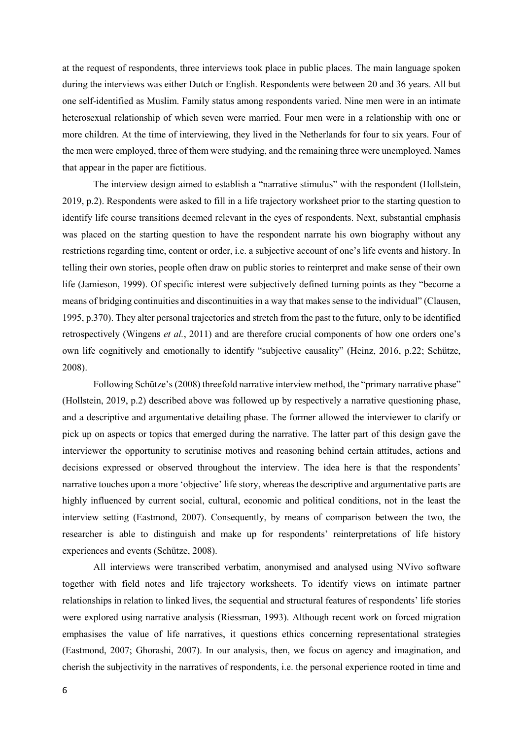at the request of respondents, three interviews took place in public places. The main language spoken during the interviews was either Dutch or English. Respondents were between 20 and 36 years. All but one self-identified as Muslim. Family status among respondents varied. Nine men were in an intimate heterosexual relationship of which seven were married. Four men were in a relationship with one or more children. At the time of interviewing, they lived in the Netherlands for four to six years. Four of the men were employed, three of them were studying, and the remaining three were unemployed. Names that appear in the paper are fictitious.

The interview design aimed to establish a "narrative stimulus" with the respondent (Hollstein, 2019, p.2). Respondents were asked to fill in a life trajectory worksheet prior to the starting question to identify life course transitions deemed relevant in the eyes of respondents. Next, substantial emphasis was placed on the starting question to have the respondent narrate his own biography without any restrictions regarding time, content or order, i.e. a subjective account of one's life events and history. In telling their own stories, people often draw on public stories to reinterpret and make sense of their own life (Jamieson, 1999). Of specific interest were subjectively defined turning points as they "become a means of bridging continuities and discontinuities in a way that makes sense to the individual" (Clausen, 1995, p.370). They alter personal trajectories and stretch from the past to the future, only to be identified retrospectively (Wingens *et al.*, 2011) and are therefore crucial components of how one orders one's own life cognitively and emotionally to identify "subjective causality" (Heinz, 2016, p.22; Schütze, 2008).

Following Schütze's (2008) threefold narrative interview method, the "primary narrative phase" (Hollstein, 2019, p.2) described above was followed up by respectively a narrative questioning phase, and a descriptive and argumentative detailing phase. The former allowed the interviewer to clarify or pick up on aspects or topics that emerged during the narrative. The latter part of this design gave the interviewer the opportunity to scrutinise motives and reasoning behind certain attitudes, actions and decisions expressed or observed throughout the interview. The idea here is that the respondents' narrative touches upon a more 'objective' life story, whereas the descriptive and argumentative parts are highly influenced by current social, cultural, economic and political conditions, not in the least the interview setting (Eastmond, 2007). Consequently, by means of comparison between the two, the researcher is able to distinguish and make up for respondents' reinterpretations of life history experiences and events (Schütze, 2008).

All interviews were transcribed verbatim, anonymised and analysed using NVivo software together with field notes and life trajectory worksheets. To identify views on intimate partner relationships in relation to linked lives, the sequential and structural features of respondents' life stories were explored using narrative analysis (Riessman, 1993). Although recent work on forced migration emphasises the value of life narratives, it questions ethics concerning representational strategies (Eastmond, 2007; Ghorashi, 2007). In our analysis, then, we focus on agency and imagination, and cherish the subjectivity in the narratives of respondents, i.e. the personal experience rooted in time and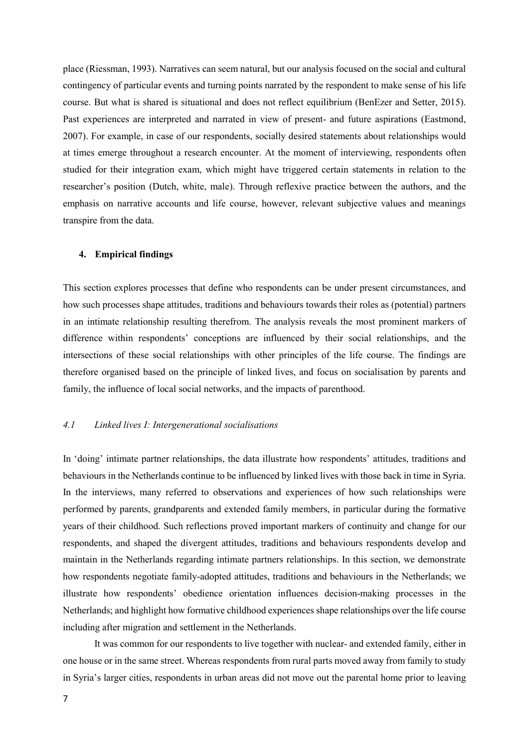place (Riessman, 1993). Narratives can seem natural, but our analysis focused on the social and cultural contingency of particular events and turning points narrated by the respondent to make sense of his life course. But what is shared is situational and does not reflect equilibrium (BenEzer and Setter, 2015). Past experiences are interpreted and narrated in view of present- and future aspirations (Eastmond, 2007). For example, in case of our respondents, socially desired statements about relationships would at times emerge throughout a research encounter. At the moment of interviewing, respondents often studied for their integration exam, which might have triggered certain statements in relation to the researcher's position (Dutch, white, male). Through reflexive practice between the authors, and the emphasis on narrative accounts and life course, however, relevant subjective values and meanings transpire from the data.

## 4. Empirical findings

This section explores processes that define who respondents can be under present circumstances, and how such processes shape attitudes, traditions and behaviours towards their roles as (potential) partners in an intimate relationship resulting therefrom. The analysis reveals the most prominent markers of difference within respondents' conceptions are influenced by their social relationships, and the intersections of these social relationships with other principles of the life course. The findings are therefore organised based on the principle of linked lives, and focus on socialisation by parents and family, the influence of local social networks, and the impacts of parenthood.

### *4.1 Linked lives I: Intergenerational socialisations*

In 'doing' intimate partner relationships, the data illustrate how respondents' attitudes, traditions and behaviours in the Netherlands continue to be influenced by linked lives with those back in time in Syria. In the interviews, many referred to observations and experiences of how such relationships were performed by parents, grandparents and extended family members, in particular during the formative years of their childhood. Such reflections proved important markers of continuity and change for our respondents, and shaped the divergent attitudes, traditions and behaviours respondents develop and maintain in the Netherlands regarding intimate partners relationships. In this section, we demonstrate how respondents negotiate family-adopted attitudes, traditions and behaviours in the Netherlands; we illustrate how respondents' obedience orientation influences decision-making processes in the Netherlands; and highlight how formative childhood experiences shape relationships over the life course including after migration and settlement in the Netherlands.

It was common for our respondents to live together with nuclear- and extended family, either in one house or in the same street. Whereas respondents from rural parts moved away from family to study in Syria's larger cities, respondents in urban areas did not move out the parental home prior to leaving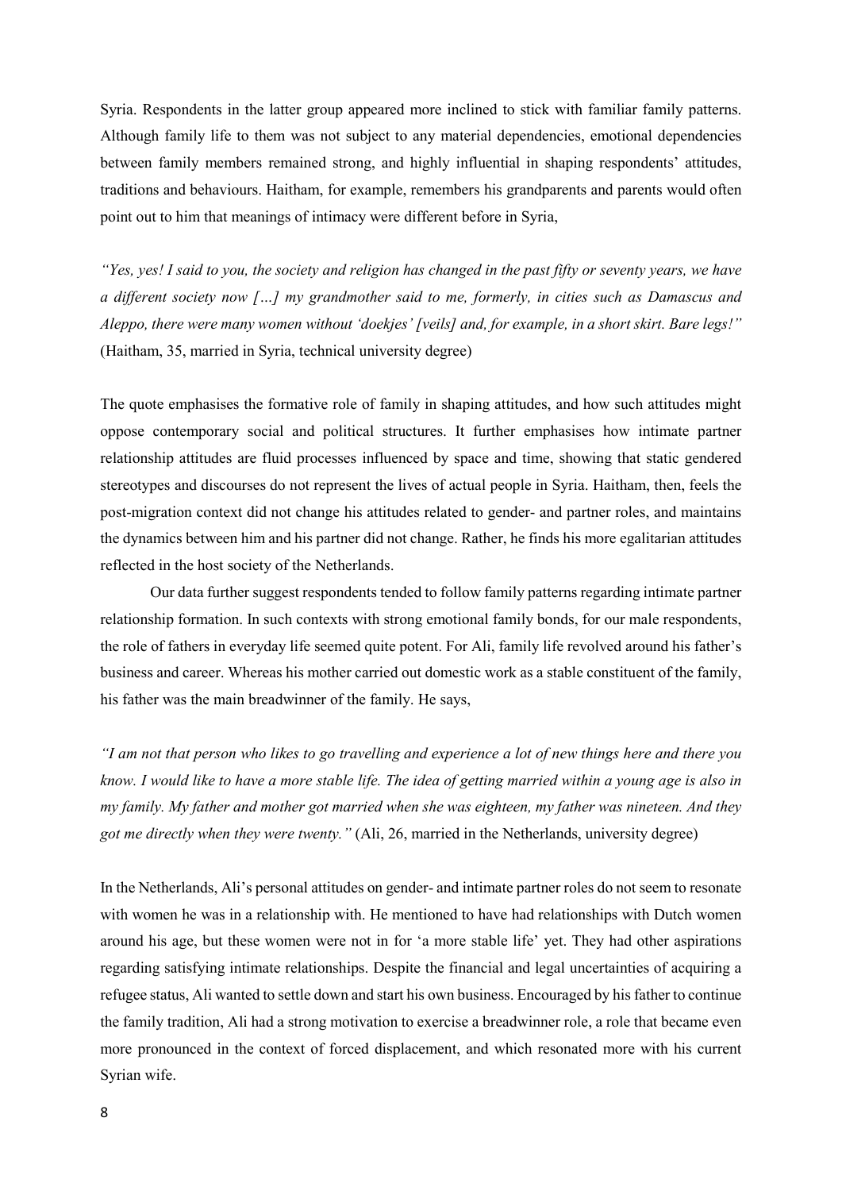Syria. Respondents in the latter group appeared more inclined to stick with familiar family patterns. Although family life to them was not subject to any material dependencies, emotional dependencies between family members remained strong, and highly influential in shaping respondents' attitudes, traditions and behaviours. Haitham, for example, remembers his grandparents and parents would often point out to him that meanings of intimacy were different before in Syria,

*"Yes, yes! I said to you, the society and religion has changed in the past fifty or seventy years, we have a different society now […] my grandmother said to me, formerly, in cities such as Damascus and Aleppo, there were many women without 'doekjes' [veils] and, for example, in a short skirt. Bare legs!"* (Haitham, 35, married in Syria, technical university degree)

The quote emphasises the formative role of family in shaping attitudes, and how such attitudes might oppose contemporary social and political structures. It further emphasises how intimate partner relationship attitudes are fluid processes influenced by space and time, showing that static gendered stereotypes and discourses do not represent the lives of actual people in Syria. Haitham, then, feels the post-migration context did not change his attitudes related to gender- and partner roles, and maintains the dynamics between him and his partner did not change. Rather, he finds his more egalitarian attitudes reflected in the host society of the Netherlands.

Our data further suggest respondents tended to follow family patterns regarding intimate partner relationship formation. In such contexts with strong emotional family bonds, for our male respondents, the role of fathers in everyday life seemed quite potent. For Ali, family life revolved around his father's business and career. Whereas his mother carried out domestic work as a stable constituent of the family, his father was the main breadwinner of the family. He says,

*"I am not that person who likes to go travelling and experience a lot of new things here and there you know. I would like to have a more stable life. The idea of getting married within a young age is also in my family. My father and mother got married when she was eighteen, my father was nineteen. And they got me directly when they were twenty."* (Ali, 26, married in the Netherlands, university degree)

In the Netherlands, Ali's personal attitudes on gender- and intimate partner roles do not seem to resonate with women he was in a relationship with. He mentioned to have had relationships with Dutch women around his age, but these women were not in for 'a more stable life' yet. They had other aspirations regarding satisfying intimate relationships. Despite the financial and legal uncertainties of acquiring a refugee status, Ali wanted to settle down and start his own business. Encouraged by his father to continue the family tradition, Ali had a strong motivation to exercise a breadwinner role, a role that became even more pronounced in the context of forced displacement, and which resonated more with his current Syrian wife.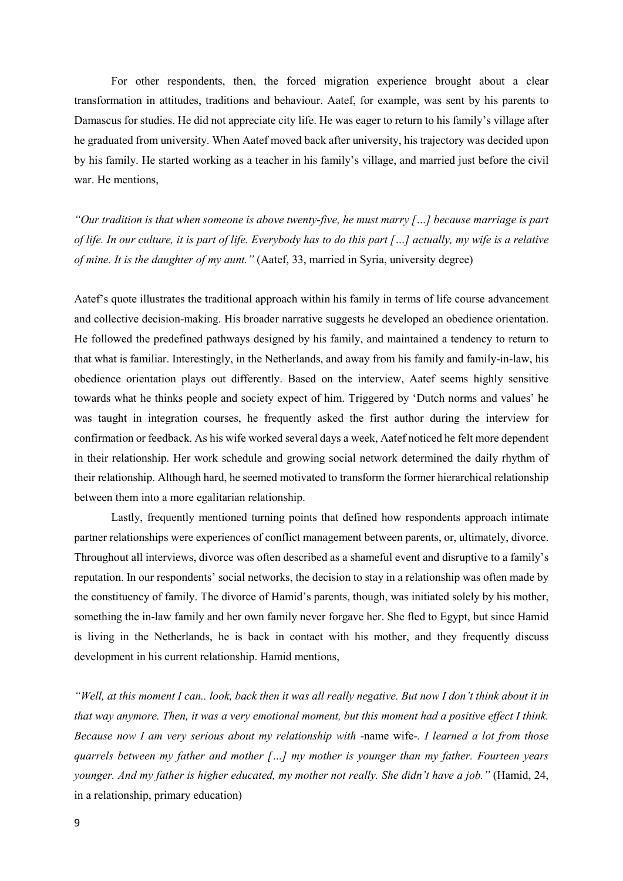For other respondents, then, the forced migration experience brought about a clear transformation in attitudes, traditions and behaviour. Aatef, for example, was sent by his parents to Damascus for studies. He did not appreciate city life. He was eager to return to his family's village after he graduated from university. When Aatef moved back after university, his trajectory was decided upon by his family. He started working as a teacher in his family's village, and married just before the civil war. He mentions,

*"Our tradition is that when someone is above twenty-five, he must marry […] because marriage is part of life. In our culture, it is part of life. Everybody has to do this part […] actually, my wife is a relative of mine. It is the daughter of my aunt."* (Aatef, 33, married in Syria, university degree)

Aatef's quote illustrates the traditional approach within his family in terms of life course advancement and collective decision-making. His broader narrative suggests he developed an obedience orientation. He followed the predefined pathways designed by his family, and maintained a tendency to return to that what is familiar. Interestingly, in the Netherlands, and away from his family and family-in-law, his obedience orientation plays out differently. Based on the interview, Aatef seems highly sensitive towards what he thinks people and society expect of him. Triggered by 'Dutch norms and values' he was taught in integration courses, he frequently asked the first author during the interview for confirmation or feedback. As his wife worked several days a week, Aatef noticed he felt more dependent in their relationship. Her work schedule and growing social network determined the daily rhythm of their relationship. Although hard, he seemed motivated to transform the former hierarchical relationship between them into a more egalitarian relationship.

Lastly, frequently mentioned turning points that defined how respondents approach intimate partner relationships were experiences of conflict management between parents, or, ultimately, divorce. Throughout all interviews, divorce was often described as a shameful event and disruptive to a family's reputation. In our respondents' social networks, the decision to stay in a relationship was often made by the constituency of family. The divorce of Hamid's parents, though, was initiated solely by his mother, something the in-law family and her own family never forgave her. She fled to Egypt, but since Hamid is living in the Netherlands, he is back in contact with his mother, and they frequently discuss development in his current relationship. Hamid mentions,

*"Well, at this moment I can.. look, back then it was all really negative. But now I don't think about it in that way anymore. Then, it was a very emotional moment, but this moment had a positive effect I think. Because now I am very serious about my relationship with* -name wife-*. I learned a lot from those quarrels between my father and mother […] my mother is younger than my father. Fourteen years younger. And my father is higher educated, my mother not really. She didn't have a job."* (Hamid, 24, in a relationship, primary education)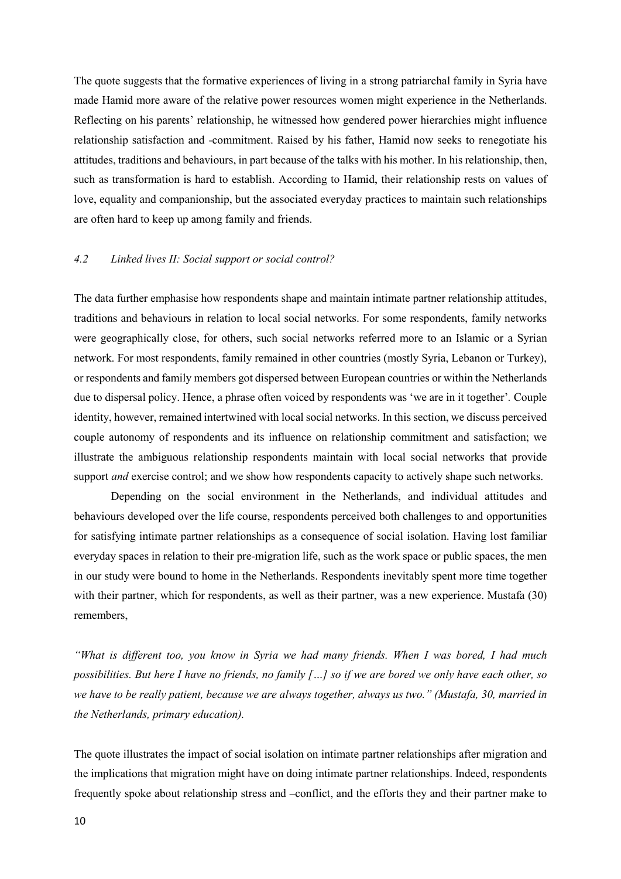The quote suggests that the formative experiences of living in a strong patriarchal family in Syria have made Hamid more aware of the relative power resources women might experience in the Netherlands. Reflecting on his parents' relationship, he witnessed how gendered power hierarchies might influence relationship satisfaction and -commitment. Raised by his father, Hamid now seeks to renegotiate his attitudes, traditions and behaviours, in part because of the talks with his mother. In his relationship, then, such as transformation is hard to establish. According to Hamid, their relationship rests on values of love, equality and companionship, but the associated everyday practices to maintain such relationships are often hard to keep up among family and friends.

### *4.2 Linked lives II: Social support or social control?*

The data further emphasise how respondents shape and maintain intimate partner relationship attitudes, traditions and behaviours in relation to local social networks. For some respondents, family networks were geographically close, for others, such social networks referred more to an Islamic or a Syrian network. For most respondents, family remained in other countries (mostly Syria, Lebanon or Turkey), or respondents and family members got dispersed between European countries or within the Netherlands due to dispersal policy. Hence, a phrase often voiced by respondents was 'we are in it together'. Couple identity, however, remained intertwined with local social networks. In this section, we discuss perceived couple autonomy of respondents and its influence on relationship commitment and satisfaction; we illustrate the ambiguous relationship respondents maintain with local social networks that provide support *and* exercise control; and we show how respondents capacity to actively shape such networks.

Depending on the social environment in the Netherlands, and individual attitudes and behaviours developed over the life course, respondents perceived both challenges to and opportunities for satisfying intimate partner relationships as a consequence of social isolation. Having lost familiar everyday spaces in relation to their pre-migration life, such as the work space or public spaces, the men in our study were bound to home in the Netherlands. Respondents inevitably spent more time together with their partner, which for respondents, as well as their partner, was a new experience. Mustafa (30) remembers,

*"What is different too, you know in Syria we had many friends. When I was bored, I had much possibilities. But here I have no friends, no family […] so if we are bored we only have each other, so we have to be really patient, because we are always together, always us two." (Mustafa, 30, married in the Netherlands, primary education).*

The quote illustrates the impact of social isolation on intimate partner relationships after migration and the implications that migration might have on doing intimate partner relationships. Indeed, respondents frequently spoke about relationship stress and –conflict, and the efforts they and their partner make to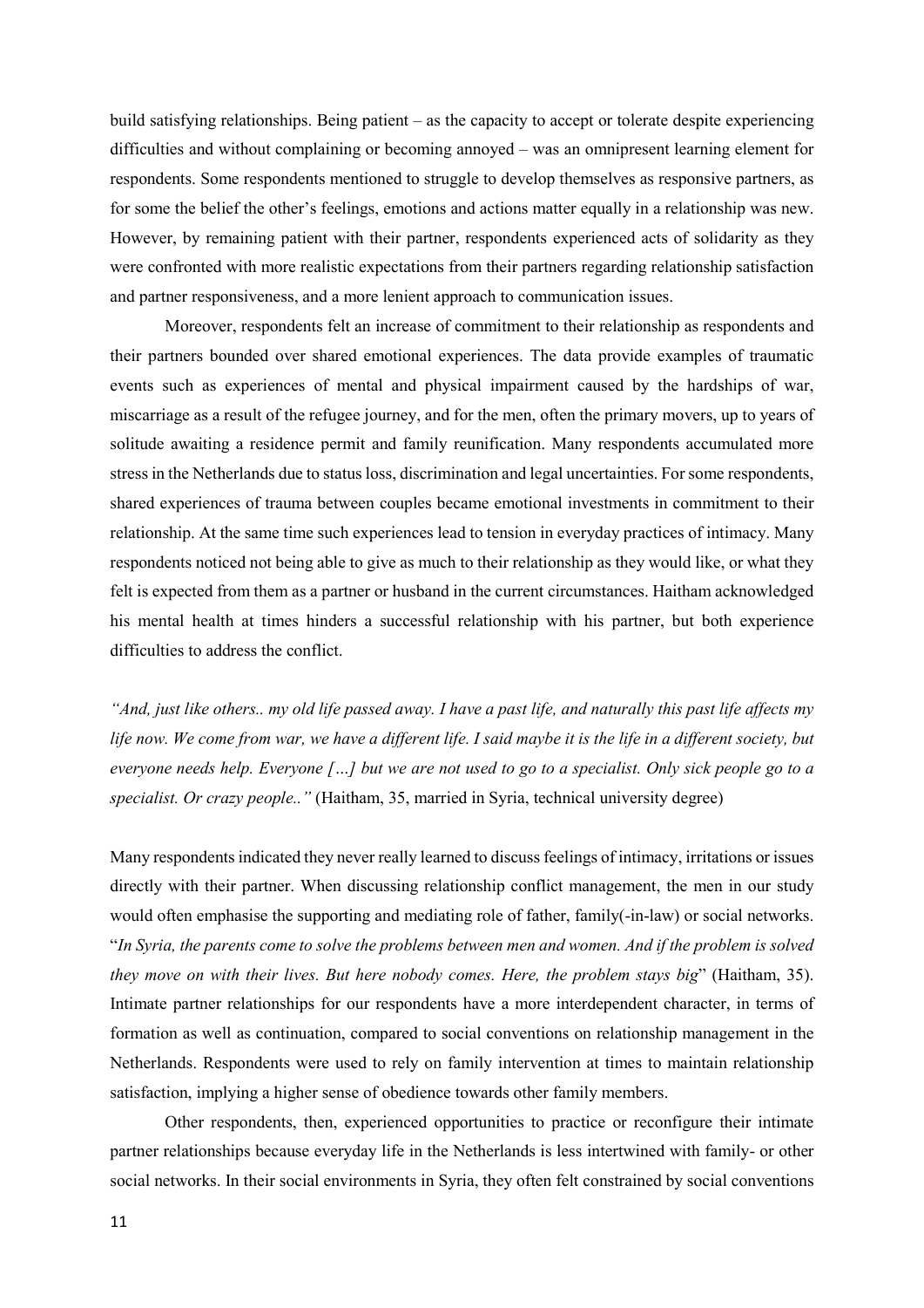build satisfying relationships. Being patient – as the capacity to accept or tolerate despite experiencing difficulties and without complaining or becoming annoyed – was an omnipresent learning element for respondents. Some respondents mentioned to struggle to develop themselves as responsive partners, as for some the belief the other's feelings, emotions and actions matter equally in a relationship was new. However, by remaining patient with their partner, respondents experienced acts of solidarity as they were confronted with more realistic expectations from their partners regarding relationship satisfaction and partner responsiveness, and a more lenient approach to communication issues.

Moreover, respondents felt an increase of commitment to their relationship as respondents and their partners bounded over shared emotional experiences. The data provide examples of traumatic events such as experiences of mental and physical impairment caused by the hardships of war, miscarriage as a result of the refugee journey, and for the men, often the primary movers, up to years of solitude awaiting a residence permit and family reunification. Many respondents accumulated more stress in the Netherlands due to status loss, discrimination and legal uncertainties. For some respondents, shared experiences of trauma between couples became emotional investments in commitment to their relationship. At the same time such experiences lead to tension in everyday practices of intimacy. Many respondents noticed not being able to give as much to their relationship as they would like, or what they felt is expected from them as a partner or husband in the current circumstances. Haitham acknowledged his mental health at times hinders a successful relationship with his partner, but both experience difficulties to address the conflict.

*"And, just like others.. my old life passed away. I have a past life, and naturally this past life affects my life now. We come from war, we have a different life. I said maybe it is the life in a different society, but everyone needs help. Everyone […] but we are not used to go to a specialist. Only sick people go to a specialist. Or crazy people.."* (Haitham, 35, married in Syria, technical university degree)

Many respondents indicated they never really learned to discuss feelings of intimacy, irritations or issues directly with their partner. When discussing relationship conflict management, the men in our study would often emphasise the supporting and mediating role of father, family(-in-law) or social networks. "*In Syria, the parents come to solve the problems between men and women. And if the problem is solved they move on with their lives. But here nobody comes. Here, the problem stays big*" (Haitham, 35). Intimate partner relationships for our respondents have a more interdependent character, in terms of formation as well as continuation, compared to social conventions on relationship management in the Netherlands. Respondents were used to rely on family intervention at times to maintain relationship satisfaction, implying a higher sense of obedience towards other family members.

Other respondents, then, experienced opportunities to practice or reconfigure their intimate partner relationships because everyday life in the Netherlands is less intertwined with family- or other social networks. In their social environments in Syria, they often felt constrained by social conventions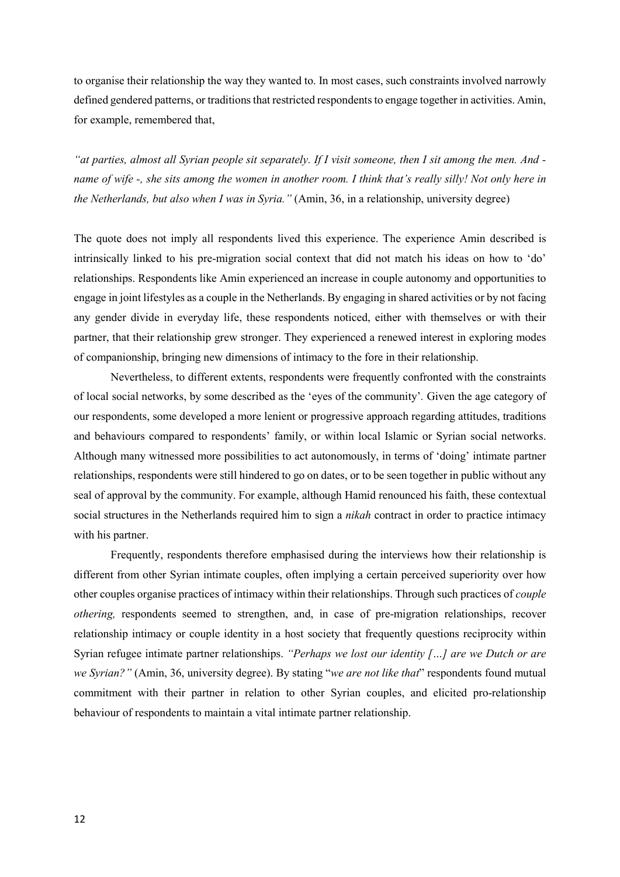to organise their relationship the way they wanted to. In most cases, such constraints involved narrowly defined gendered patterns, or traditions that restricted respondents to engage together in activities. Amin, for example, remembered that,

*"at parties, almost all Syrian people sit separately. If I visit someone, then I sit among the men. And - name of wife -, she sits among the women in another room. I think that's really silly! Not only here in the Netherlands, but also when I was in Syria."* (Amin, 36, in a relationship, university degree)

The quote does not imply all respondents lived this experience. The experience Amin described is intrinsically linked to his pre-migration social context that did not match his ideas on how to 'do' relationships. Respondents like Amin experienced an increase in couple autonomy and opportunities to engage in joint lifestyles as a couple in the Netherlands. By engaging in shared activities or by not facing any gender divide in everyday life, these respondents noticed, either with themselves or with their partner, that their relationship grew stronger. They experienced a renewed interest in exploring modes of companionship, bringing new dimensions of intimacy to the fore in their relationship.

Nevertheless, to different extents, respondents were frequently confronted with the constraints of local social networks, by some described as the 'eyes of the community'. Given the age category of our respondents, some developed a more lenient or progressive approach regarding attitudes, traditions and behaviours compared to respondents' family, or within local Islamic or Syrian social networks. Although many witnessed more possibilities to act autonomously, in terms of 'doing' intimate partner relationships, respondents were still hindered to go on dates, or to be seen together in public without any seal of approval by the community. For example, although Hamid renounced his faith, these contextual social structures in the Netherlands required him to sign a *nikah* contract in order to practice intimacy with his partner.

Frequently, respondents therefore emphasised during the interviews how their relationship is different from other Syrian intimate couples, often implying a certain perceived superiority over how other couples organise practices of intimacy within their relationships. Through such practices of *couple othering,* respondents seemed to strengthen, and, in case of pre-migration relationships, recover relationship intimacy or couple identity in a host society that frequently questions reciprocity within Syrian refugee intimate partner relationships. *"Perhaps we lost our identity […] are we Dutch or are we Syrian?"* (Amin, 36, university degree). By stating "*we are not like that*" respondents found mutual commitment with their partner in relation to other Syrian couples, and elicited pro-relationship behaviour of respondents to maintain a vital intimate partner relationship.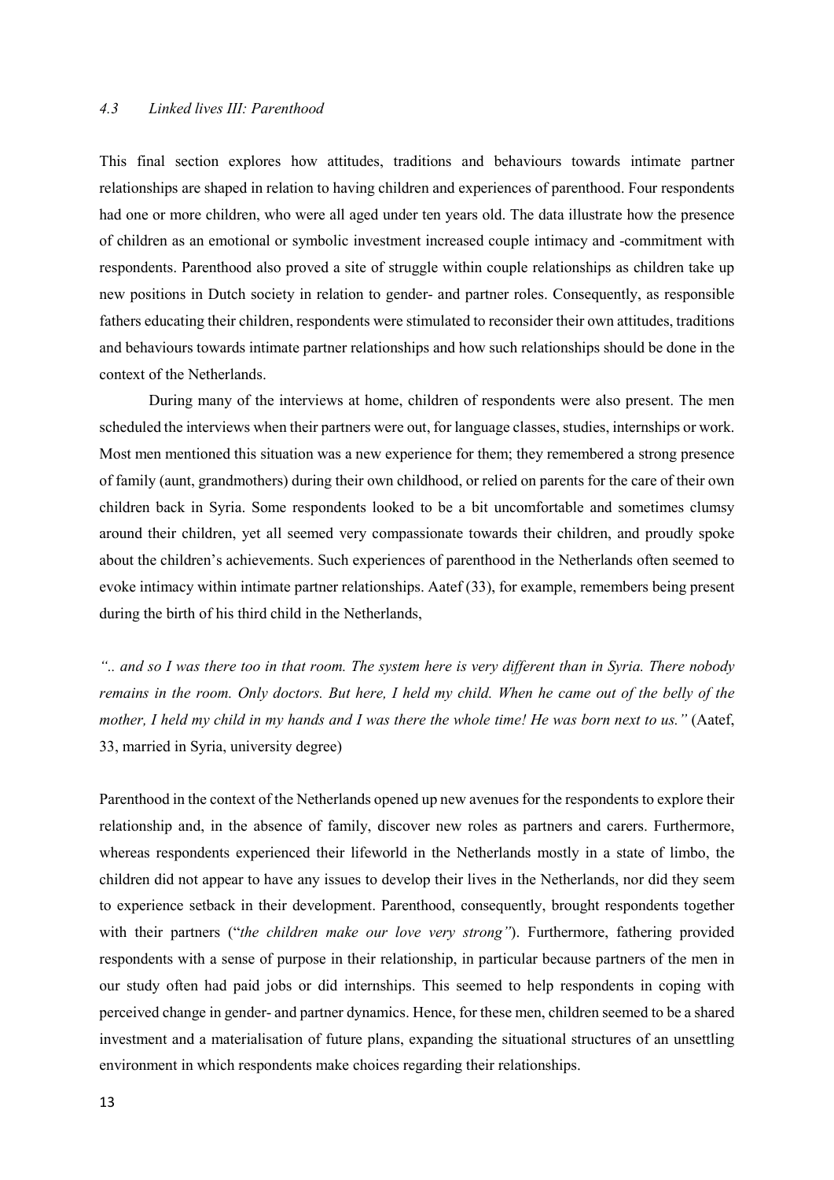### *4.3 Linked lives III: Parenthood*

This final section explores how attitudes, traditions and behaviours towards intimate partner relationships are shaped in relation to having children and experiences of parenthood. Four respondents had one or more children, who were all aged under ten years old. The data illustrate how the presence of children as an emotional or symbolic investment increased couple intimacy and -commitment with respondents. Parenthood also proved a site of struggle within couple relationships as children take up new positions in Dutch society in relation to gender- and partner roles. Consequently, as responsible fathers educating their children, respondents were stimulated to reconsider their own attitudes, traditions and behaviours towards intimate partner relationships and how such relationships should be done in the context of the Netherlands.

During many of the interviews at home, children of respondents were also present. The men scheduled the interviews when their partners were out, for language classes, studies, internships or work. Most men mentioned this situation was a new experience for them; they remembered a strong presence of family (aunt, grandmothers) during their own childhood, or relied on parents for the care of their own children back in Syria. Some respondents looked to be a bit uncomfortable and sometimes clumsy around their children, yet all seemed very compassionate towards their children, and proudly spoke about the children's achievements. Such experiences of parenthood in the Netherlands often seemed to evoke intimacy within intimate partner relationships. Aatef (33), for example, remembers being present during the birth of his third child in the Netherlands,

*".. and so I was there too in that room. The system here is very different than in Syria. There nobody remains in the room. Only doctors. But here, I held my child. When he came out of the belly of the mother, I held my child in my hands and I was there the whole time! He was born next to us."* (Aatef, 33, married in Syria, university degree)

Parenthood in the context of the Netherlands opened up new avenues for the respondents to explore their relationship and, in the absence of family, discover new roles as partners and carers. Furthermore, whereas respondents experienced their lifeworld in the Netherlands mostly in a state of limbo, the children did not appear to have any issues to develop their lives in the Netherlands, nor did they seem to experience setback in their development. Parenthood, consequently, brought respondents together with their partners ("*the children make our love very strong"*). Furthermore, fathering provided respondents with a sense of purpose in their relationship, in particular because partners of the men in our study often had paid jobs or did internships. This seemed to help respondents in coping with perceived change in gender- and partner dynamics. Hence, for these men, children seemed to be a shared investment and a materialisation of future plans, expanding the situational structures of an unsettling environment in which respondents make choices regarding their relationships.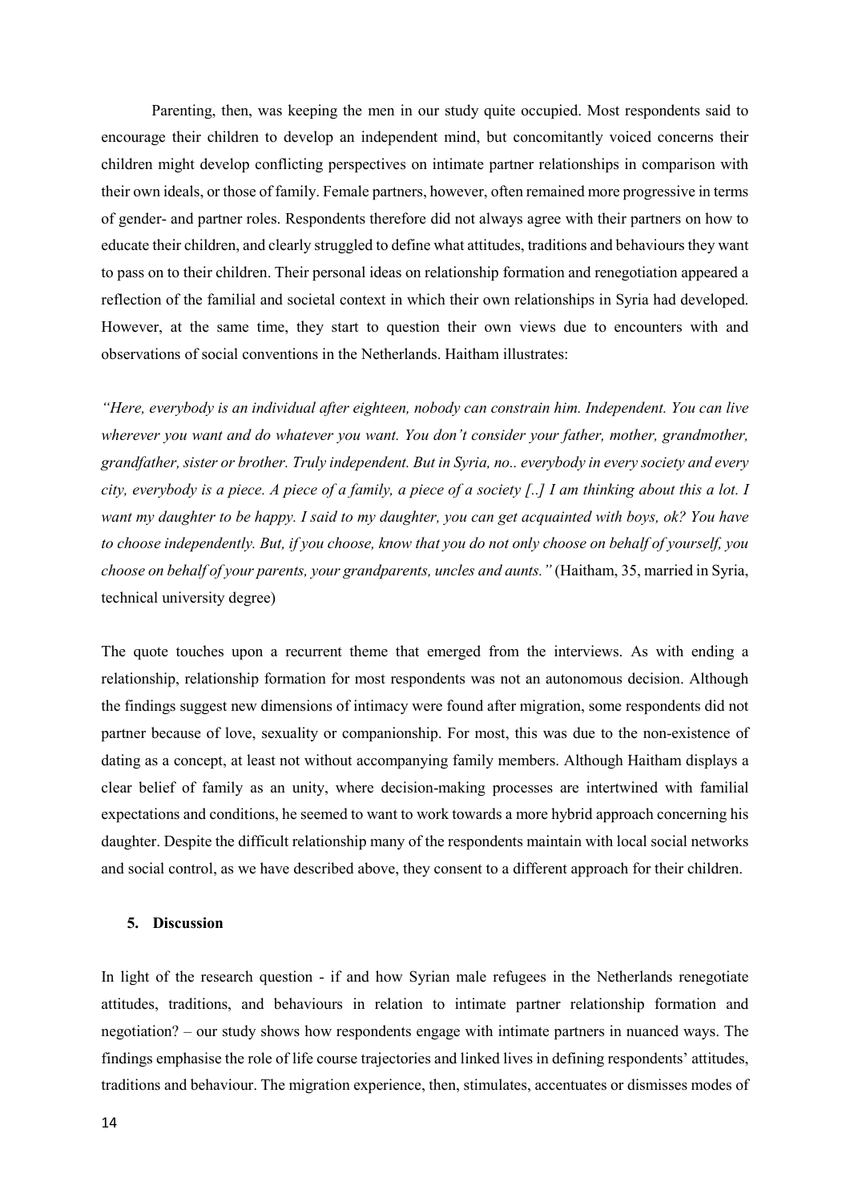Parenting, then, was keeping the men in our study quite occupied. Most respondents said to encourage their children to develop an independent mind, but concomitantly voiced concerns their children might develop conflicting perspectives on intimate partner relationships in comparison with their own ideals, or those of family. Female partners, however, often remained more progressive in terms of gender- and partner roles. Respondents therefore did not always agree with their partners on how to educate their children, and clearly struggled to define what attitudes, traditions and behaviours they want to pass on to their children. Their personal ideas on relationship formation and renegotiation appeared a reflection of the familial and societal context in which their own relationships in Syria had developed. However, at the same time, they start to question their own views due to encounters with and observations of social conventions in the Netherlands. Haitham illustrates:

*"Here, everybody is an individual after eighteen, nobody can constrain him. Independent. You can live wherever you want and do whatever you want. You don't consider your father, mother, grandmother, grandfather, sister or brother. Truly independent. But in Syria, no.. everybody in every society and every city, everybody is a piece. A piece of a family, a piece of a society [..] I am thinking about this a lot. I want my daughter to be happy. I said to my daughter, you can get acquainted with boys, ok? You have to choose independently. But, if you choose, know that you do not only choose on behalf of yourself, you choose on behalf of your parents, your grandparents, uncles and aunts."* (Haitham, 35, married in Syria, technical university degree)

The quote touches upon a recurrent theme that emerged from the interviews. As with ending a relationship, relationship formation for most respondents was not an autonomous decision. Although the findings suggest new dimensions of intimacy were found after migration, some respondents did not partner because of love, sexuality or companionship. For most, this was due to the non-existence of dating as a concept, at least not without accompanying family members. Although Haitham displays a clear belief of family as an unity, where decision-making processes are intertwined with familial expectations and conditions, he seemed to want to work towards a more hybrid approach concerning his daughter. Despite the difficult relationship many of the respondents maintain with local social networks and social control, as we have described above, they consent to a different approach for their children.

## 5. Discussion

In light of the research question - if and how Syrian male refugees in the Netherlands renegotiate attitudes, traditions, and behaviours in relation to intimate partner relationship formation and negotiation? – our study shows how respondents engage with intimate partners in nuanced ways. The findings emphasise the role of life course trajectories and linked lives in defining respondents' attitudes, traditions and behaviour. The migration experience, then, stimulates, accentuates or dismisses modes of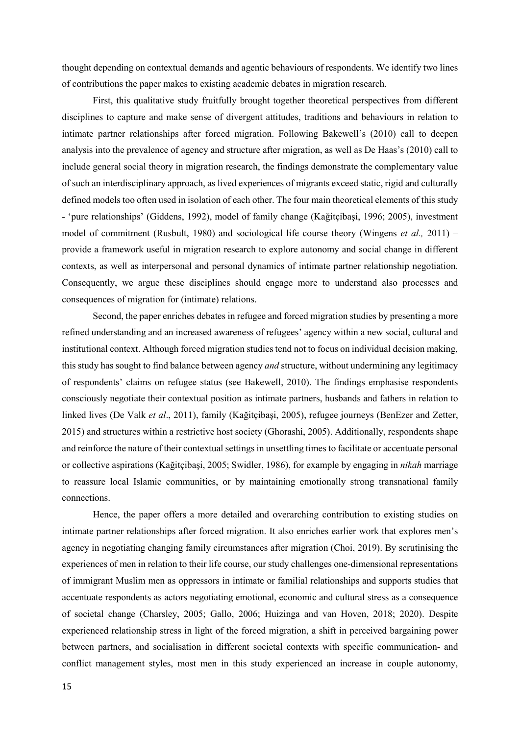thought depending on contextual demands and agentic behaviours of respondents. We identify two lines of contributions the paper makes to existing academic debates in migration research.

First, this qualitative study fruitfully brought together theoretical perspectives from different disciplines to capture and make sense of divergent attitudes, traditions and behaviours in relation to intimate partner relationships after forced migration. Following Bakewell's (2010) call to deepen analysis into the prevalence of agency and structure after migration, as well as De Haas's (2010) call to include general social theory in migration research, the findings demonstrate the complementary value of such an interdisciplinary approach, as lived experiences of migrants exceed static, rigid and culturally defined models too often used in isolation of each other. The four main theoretical elements of this study - 'pure relationships' (Giddens, 1992), model of family change (Kağitçibaşi, 1996; 2005), investment model of commitment (Rusbult, 1980) and sociological life course theory (Wingens *et al.,* 2011) – provide a framework useful in migration research to explore autonomy and social change in different contexts, as well as interpersonal and personal dynamics of intimate partner relationship negotiation. Consequently, we argue these disciplines should engage more to understand also processes and consequences of migration for (intimate) relations.

Second, the paper enriches debates in refugee and forced migration studies by presenting a more refined understanding and an increased awareness of refugees' agency within a new social, cultural and institutional context. Although forced migration studies tend not to focus on individual decision making, this study has sought to find balance between agency *and* structure, without undermining any legitimacy of respondents' claims on refugee status (see Bakewell, 2010). The findings emphasise respondents consciously negotiate their contextual position as intimate partners, husbands and fathers in relation to linked lives (De Valk *et al*., 2011), family (Kağitçibaşi, 2005), refugee journeys (BenEzer and Zetter, 2015) and structures within a restrictive host society (Ghorashi, 2005). Additionally, respondents shape and reinforce the nature of their contextual settings in unsettling times to facilitate or accentuate personal or collective aspirations (Kağitçibaşi, 2005; Swidler, 1986), for example by engaging in *nikah* marriage to reassure local Islamic communities, or by maintaining emotionally strong transnational family connections.

Hence, the paper offers a more detailed and overarching contribution to existing studies on intimate partner relationships after forced migration. It also enriches earlier work that explores men's agency in negotiating changing family circumstances after migration (Choi, 2019). By scrutinising the experiences of men in relation to their life course, our study challenges one-dimensional representations of immigrant Muslim men as oppressors in intimate or familial relationships and supports studies that accentuate respondents as actors negotiating emotional, economic and cultural stress as a consequence of societal change (Charsley, 2005; Gallo, 2006; Huizinga and van Hoven, 2018; 2020). Despite experienced relationship stress in light of the forced migration, a shift in perceived bargaining power between partners, and socialisation in different societal contexts with specific communication- and conflict management styles, most men in this study experienced an increase in couple autonomy,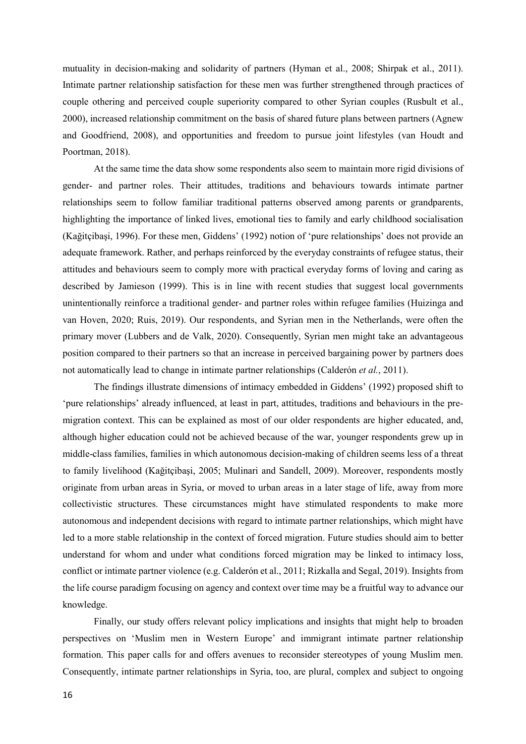mutuality in decision-making and solidarity of partners (Hyman et al., 2008; Shirpak et al., 2011). Intimate partner relationship satisfaction for these men was further strengthened through practices of couple othering and perceived couple superiority compared to other Syrian couples (Rusbult et al., 2000), increased relationship commitment on the basis of shared future plans between partners (Agnew and Goodfriend, 2008), and opportunities and freedom to pursue joint lifestyles (van Houdt and Poortman, 2018).

At the same time the data show some respondents also seem to maintain more rigid divisions of gender- and partner roles. Their attitudes, traditions and behaviours towards intimate partner relationships seem to follow familiar traditional patterns observed among parents or grandparents, highlighting the importance of linked lives, emotional ties to family and early childhood socialisation (Kağitçibaşi, 1996). For these men, Giddens' (1992) notion of 'pure relationships' does not provide an adequate framework. Rather, and perhaps reinforced by the everyday constraints of refugee status, their attitudes and behaviours seem to comply more with practical everyday forms of loving and caring as described by Jamieson (1999). This is in line with recent studies that suggest local governments unintentionally reinforce a traditional gender- and partner roles within refugee families (Huizinga and van Hoven, 2020; Ruis, 2019). Our respondents, and Syrian men in the Netherlands, were often the primary mover (Lubbers and de Valk, 2020). Consequently, Syrian men might take an advantageous position compared to their partners so that an increase in perceived bargaining power by partners does not automatically lead to change in intimate partner relationships (Calderón *et al.*, 2011).

The findings illustrate dimensions of intimacy embedded in Giddens' (1992) proposed shift to 'pure relationships' already influenced, at least in part, attitudes, traditions and behaviours in the pre-migration context. This can be explained as most of our older respondents are higher educated, and, although higher education could not be achieved because of the war, younger respondents grew up in middle-class families, families in which autonomous decision-making of children seems less of a threat to family livelihood (Kağitçibaşi, 2005; Mulinari and Sandell, 2009). Moreover, respondents mostly originate from urban areas in Syria, or moved to urban areas in a later stage of life, away from more collectivistic structures. These circumstances might have stimulated respondents to make more autonomous and independent decisions with regard to intimate partner relationships, which might have led to a more stable relationship in the context of forced migration. Future studies should aim to better understand for whom and under what conditions forced migration may be linked to intimacy loss, conflict or intimate partner violence (e.g. Calderón et al., 2011; Rizkalla and Segal, 2019). Insights from the life course paradigm focusing on agency and context over time may be a fruitful way to advance our knowledge.

Finally, our study offers relevant policy implications and insights that might help to broaden perspectives on 'Muslim men in Western Europe' and immigrant intimate partner relationship formation. This paper calls for and offers avenues to reconsider stereotypes of young Muslim men. Consequently, intimate partner relationships in Syria, too, are plural, complex and subject to ongoing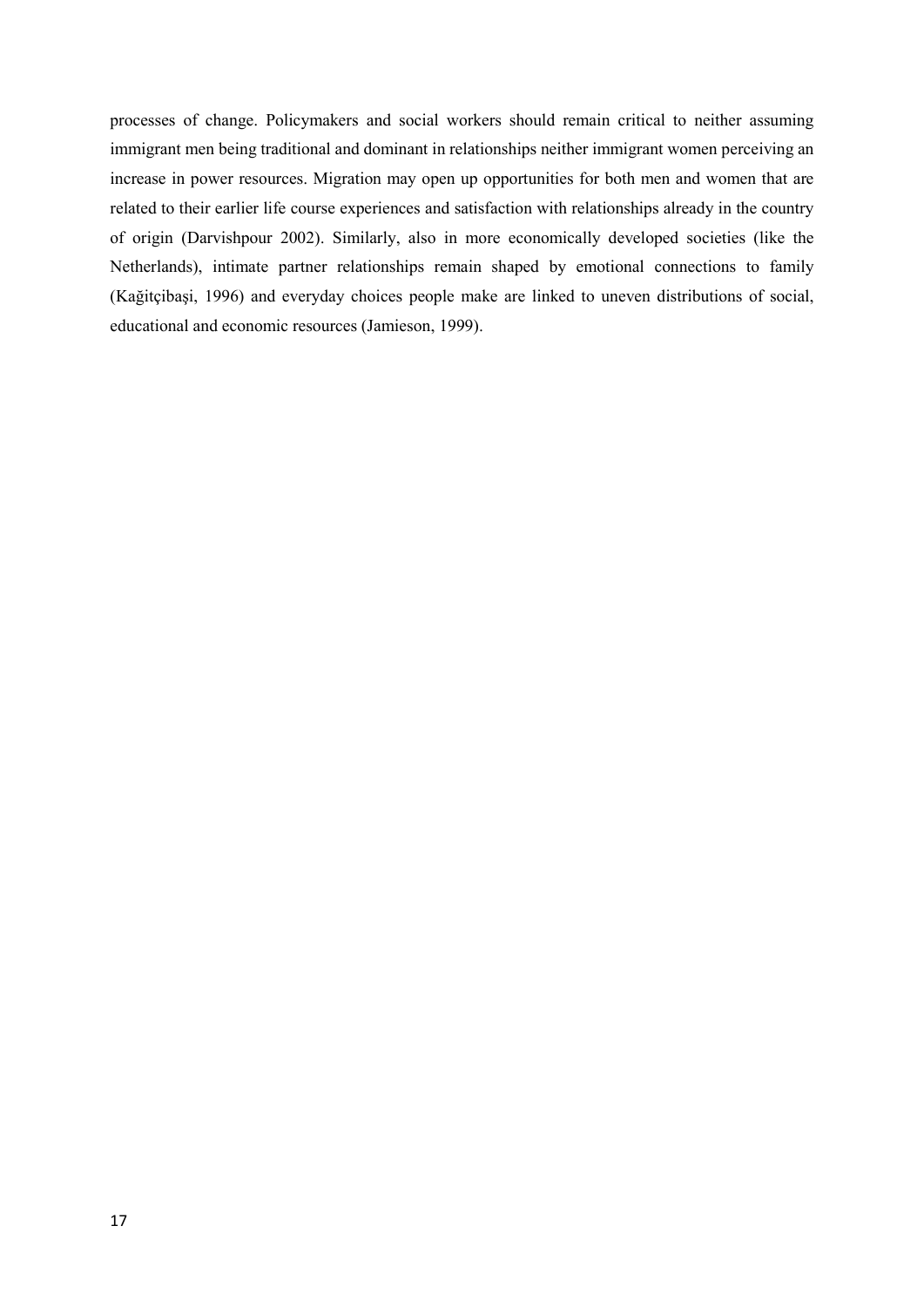processes of change. Policymakers and social workers should remain critical to neither assuming immigrant men being traditional and dominant in relationships neither immigrant women perceiving an increase in power resources. Migration may open up opportunities for both men and women that are related to their earlier life course experiences and satisfaction with relationships already in the country of origin (Darvishpour 2002). Similarly, also in more economically developed societies (like the Netherlands), intimate partner relationships remain shaped by emotional connections to family (Kağitçibaşi, 1996) and everyday choices people make are linked to uneven distributions of social, educational and economic resources (Jamieson, 1999).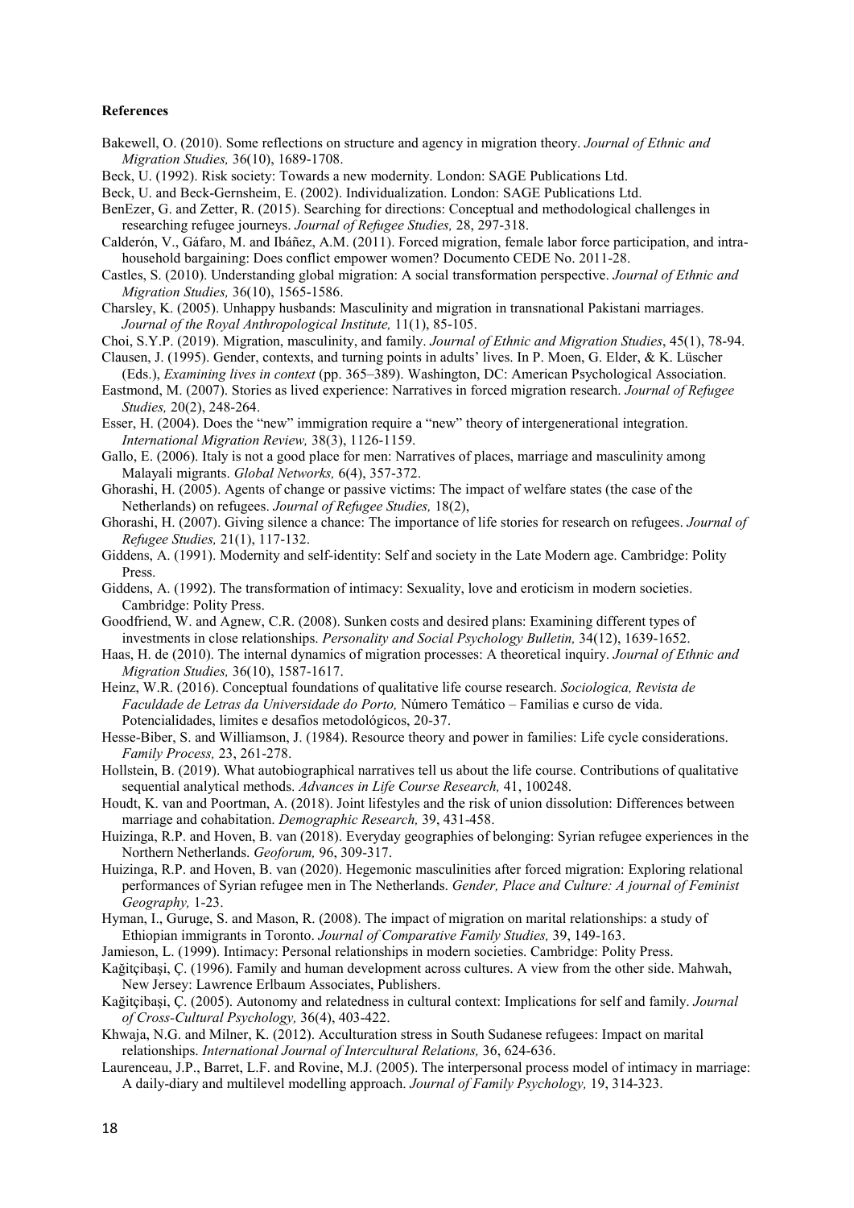**References**

Bakewell, O. (2010). Some reflections on structure and agency in migration theory. *Journal of Ethnic and Migration Studies,* 36(10), 1689-1708.

Beck, U. (1992). Risk society: Towards a new modernity. London: SAGE Publications Ltd.

Beck, U. and Beck-Gernsheim, E. (2002). Individualization. London: SAGE Publications Ltd.

BenEzer, G. and Zetter, R. (2015). Searching for directions: Conceptual and methodological challenges in researching refugee journeys. *Journal of Refugee Studies,* 28, 297-318.

Calderón, V., Gáfaro, M. and Ibáñez, A.M. (2011). Forced migration, female labor force participation, and intra-household bargaining: Does conflict empower women? Documento CEDE No. 2011-28.

Castles, S. (2010). Understanding global migration: A social transformation perspective. *Journal of Ethnic and Migration Studies,* 36(10), 1565-1586.

Charsley, K. (2005). Unhappy husbands: Masculinity and migration in transnational Pakistani marriages. *Journal of the Royal Anthropological Institute,* 11(1), 85-105.

Choi, S.Y.P. (2019). Migration, masculinity, and family. *Journal of Ethnic and Migration Studies*, 45(1), 78-94.

Clausen, J. (1995). Gender, contexts, and turning points in adults' lives. In P. Moen, G. Elder, & K. Lüscher (Eds.), *Examining lives in context* (pp. 365–389). Washington, DC: American Psychological Association.

Eastmond, M. (2007). Stories as lived experience: Narratives in forced migration research. *Journal of Refugee Studies,* 20(2), 248-264.

Esser, H. (2004). Does the "new" immigration require a "new" theory of intergenerational integration. *International Migration Review,* 38(3), 1126-1159.

Gallo, E. (2006). Italy is not a good place for men: Narratives of places, marriage and masculinity among Malayali migrants. *Global Networks,* 6(4), 357-372.

Ghorashi, H. (2005). Agents of change or passive victims: The impact of welfare states (the case of the Netherlands) on refugees. *Journal of Refugee Studies,* 18(2),

Ghorashi, H. (2007). Giving silence a chance: The importance of life stories for research on refugees. *Journal of Refugee Studies,* 21(1), 117-132.

Giddens, A. (1991). Modernity and self-identity: Self and society in the Late Modern age. Cambridge: Polity Press.

Giddens, A. (1992). The transformation of intimacy: Sexuality, love and eroticism in modern societies. Cambridge: Polity Press.

Goodfriend, W. and Agnew, C.R. (2008). Sunken costs and desired plans: Examining different types of investments in close relationships. *Personality and Social Psychology Bulletin,* 34(12), 1639-1652.

Haas, H. de (2010). The internal dynamics of migration processes: A theoretical inquiry. *Journal of Ethnic and Migration Studies,* 36(10), 1587-1617.

Heinz, W.R. (2016). Conceptual foundations of qualitative life course research. *Sociologica, Revista de Faculdade de Letras da Universidade do Porto,* Número Temático – Familias e curso de vida. Potencialidades, limites e desafios metodológicos, 20-37.

Hesse-Biber, S. and Williamson, J. (1984). Resource theory and power in families: Life cycle considerations. *Family Process,* 23, 261-278.

Hollstein, B. (2019). What autobiographical narratives tell us about the life course. Contributions of qualitative sequential analytical methods. *Advances in Life Course Research,* 41, 100248.

Houdt, K. van and Poortman, A. (2018). Joint lifestyles and the risk of union dissolution: Differences between marriage and cohabitation. *Demographic Research,* 39, 431-458.

Huizinga, R.P. and Hoven, B. van (2018). Everyday geographies of belonging: Syrian refugee experiences in the Northern Netherlands. *Geoforum,* 96, 309-317.

Huizinga, R.P. and Hoven, B. van (2020). Hegemonic masculinities after forced migration: Exploring relational performances of Syrian refugee men in The Netherlands. *Gender, Place and Culture: A journal of Feminist Geography,* 1-23.

Hyman, I., Guruge, S. and Mason, R. (2008). The impact of migration on marital relationships: a study of Ethiopian immigrants in Toronto. *Journal of Comparative Family Studies,* 39, 149-163.

Jamieson, L. (1999). Intimacy: Personal relationships in modern societies. Cambridge: Polity Press.

Kağitçibaşi, Ç. (1996). Family and human development across cultures. A view from the other side. Mahwah, New Jersey: Lawrence Erlbaum Associates, Publishers.

Kağitçibaşi, Ç. (2005). Autonomy and relatedness in cultural context: Implications for self and family. *Journal of Cross-Cultural Psychology,* 36(4), 403-422.

Khwaja, N.G. and Milner, K. (2012). Acculturation stress in South Sudanese refugees: Impact on marital relationships. *International Journal of Intercultural Relations,* 36, 624-636.

Laurenceau, J.P., Barret, L.F. and Rovine, M.J. (2005). The interpersonal process model of intimacy in marriage: A daily-diary and multilevel modelling approach. *Journal of Family Psychology,* 19, 314-323.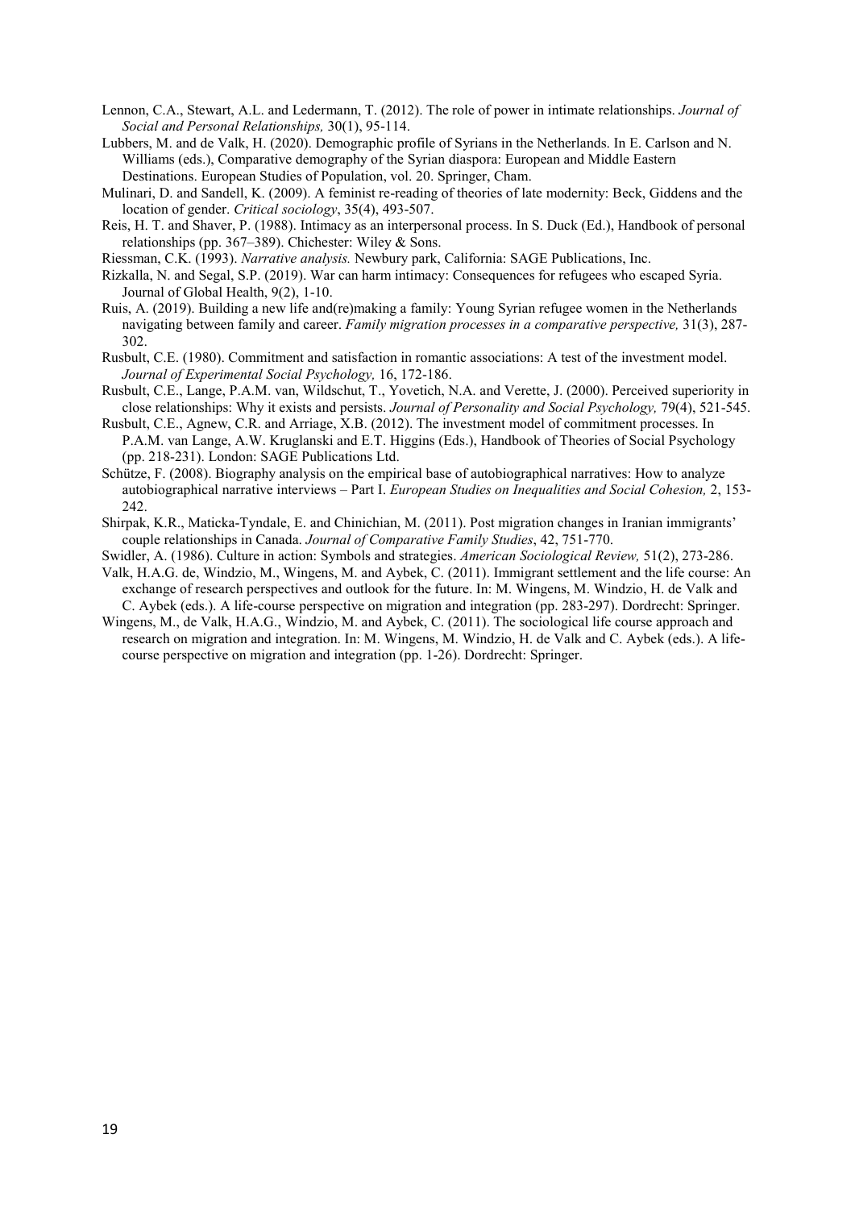Lennon, C.A., Stewart, A.L. and Ledermann, T. (2012). The role of power in intimate relationships. *Journal of Social and Personal Relationships,* 30(1), 95-114.

Lubbers, M. and de Valk, H. (2020). Demographic profile of Syrians in the Netherlands. In E. Carlson and N. Williams (eds.), Comparative demography of the Syrian diaspora: European and Middle Eastern Destinations. European Studies of Population, vol. 20. Springer, Cham.

Mulinari, D. and Sandell, K. (2009). A feminist re-reading of theories of late modernity: Beck, Giddens and the location of gender. *Critical sociology*, 35(4), 493-507.

Reis, H. T. and Shaver, P. (1988). Intimacy as an interpersonal process. In S. Duck (Ed.), Handbook of personal relationships (pp. 367–389). Chichester: Wiley & Sons.

Riessman, C.K. (1993). *Narrative analysis.* Newbury park, California: SAGE Publications, Inc.

Rizkalla, N. and Segal, S.P. (2019). War can harm intimacy: Consequences for refugees who escaped Syria. Journal of Global Health, 9(2), 1-10.

Ruis, A. (2019). Building a new life and(re)making a family: Young Syrian refugee women in the Netherlands navigating between family and career. *Family migration processes in a comparative perspective,* 31(3), 287-302.

Rusbult, C.E. (1980). Commitment and satisfaction in romantic associations: A test of the investment model. *Journal of Experimental Social Psychology,* 16, 172-186.

Rusbult, C.E., Lange, P.A.M. van, Wildschut, T., Yovetich, N.A. and Verette, J. (2000). Perceived superiority in close relationships: Why it exists and persists. *Journal of Personality and Social Psychology,* 79(4), 521-545.

Rusbult, C.E., Agnew, C.R. and Arriage, X.B. (2012). The investment model of commitment processes. In P.A.M. van Lange, A.W. Kruglanski and E.T. Higgins (Eds.), Handbook of Theories of Social Psychology (pp. 218-231). London: SAGE Publications Ltd.

Schütze, F. (2008). Biography analysis on the empirical base of autobiographical narratives: How to analyze autobiographical narrative interviews – Part I. *European Studies on Inequalities and Social Cohesion,* 2, 153-242.

Shirpak, K.R., Maticka-Tyndale, E. and Chinichian, M. (2011). Post migration changes in Iranian immigrants' couple relationships in Canada. *Journal of Comparative Family Studies*, 42, 751-770.

Swidler, A. (1986). Culture in action: Symbols and strategies. *American Sociological Review,* 51(2), 273-286.

Valk, H.A.G. de, Windzio, M., Wingens, M. and Aybek, C. (2011). Immigrant settlement and the life course: An exchange of research perspectives and outlook for the future. In: M. Wingens, M. Windzio, H. de Valk and C. Aybek (eds.). A life-course perspective on migration and integration (pp. 283-297). Dordrecht: Springer.

Wingens, M., de Valk, H.A.G., Windzio, M. and Aybek, C. (2011). The sociological life course approach and research on migration and integration. In: M. Wingens, M. Windzio, H. de Valk and C. Aybek (eds.). A life-course perspective on migration and integration (pp. 1-26). Dordrecht: Springer.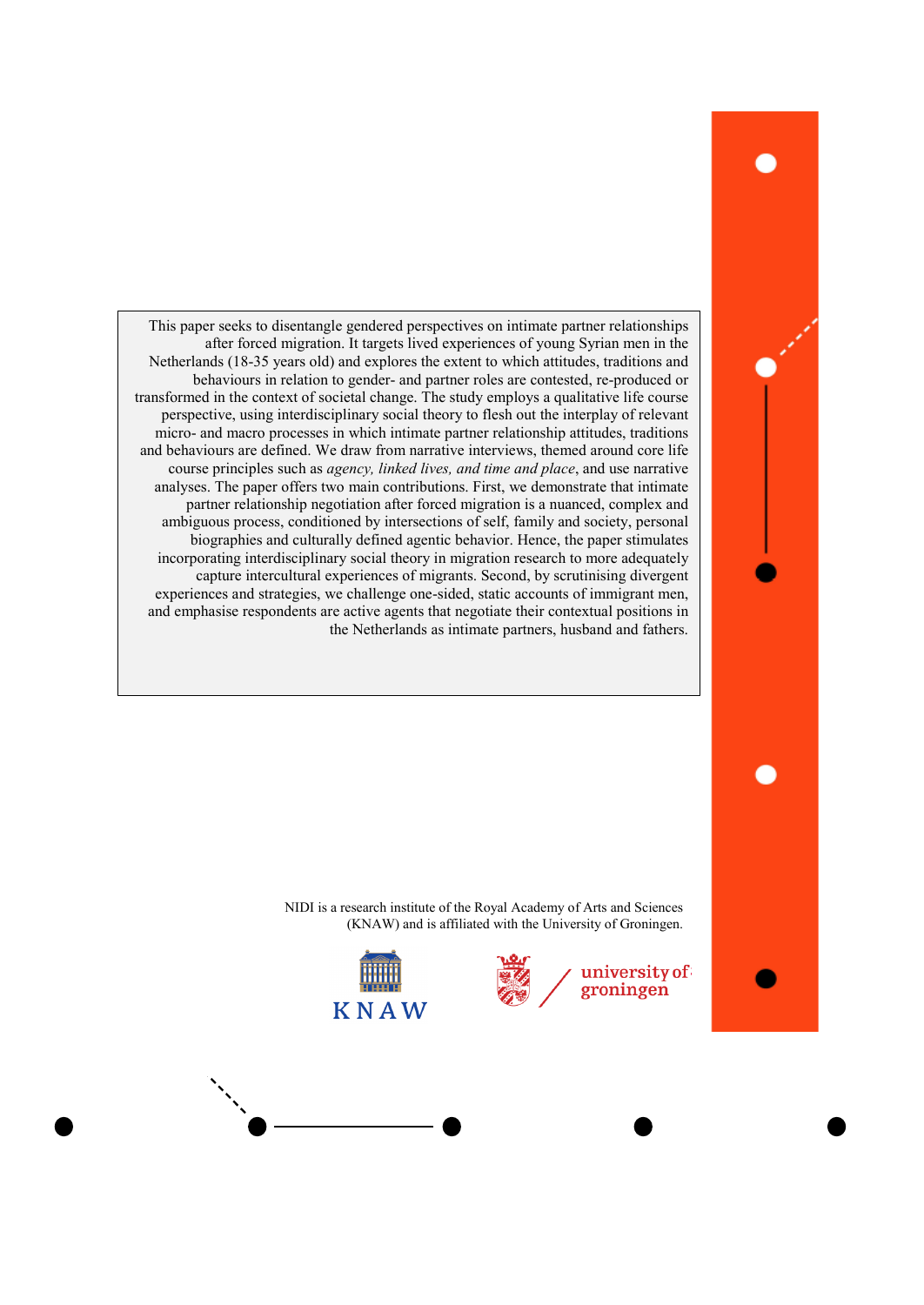This paper seeks to disentangle gendered perspectives on intimate partner relationships after forced migration. It targets lived experiences of young Syrian men in the Netherlands (18-35 years old) and explores the extent to which attitudes, traditions and behaviours in relation to gender- and partner roles are contested, re-produced or transformed in the context of societal change. The study employs a qualitative life course perspective, using interdisciplinary social theory to flesh out the interplay of relevant micro- and macro processes in which intimate partner relationship attitudes, traditions and behaviours are defined. We draw from narrative interviews, themed around core life course principles such as *agency, linked lives, and time and place*, and use narrative analyses. The paper offers two main contributions. First, we demonstrate that intimate partner relationship negotiation after forced migration is a nuanced, complex and ambiguous process, conditioned by intersections of self, family and society, personal biographies and culturally defined agentic behavior. Hence, the paper stimulates incorporating interdisciplinary social theory in migration research to more adequately capture intercultural experiences of migrants. Second, by scrutinising divergent experiences and strategies, we challenge one-sided, static accounts of immigrant men, and emphasise respondents are active agents that negotiate their contextual positions in the Netherlands as intimate partners, husband and fathers.

NIDI is a research institute of the Royal Academy of Arts and Sciences (KNAW) and is affiliated with the University of Groningen.

KNAW

university of groningen